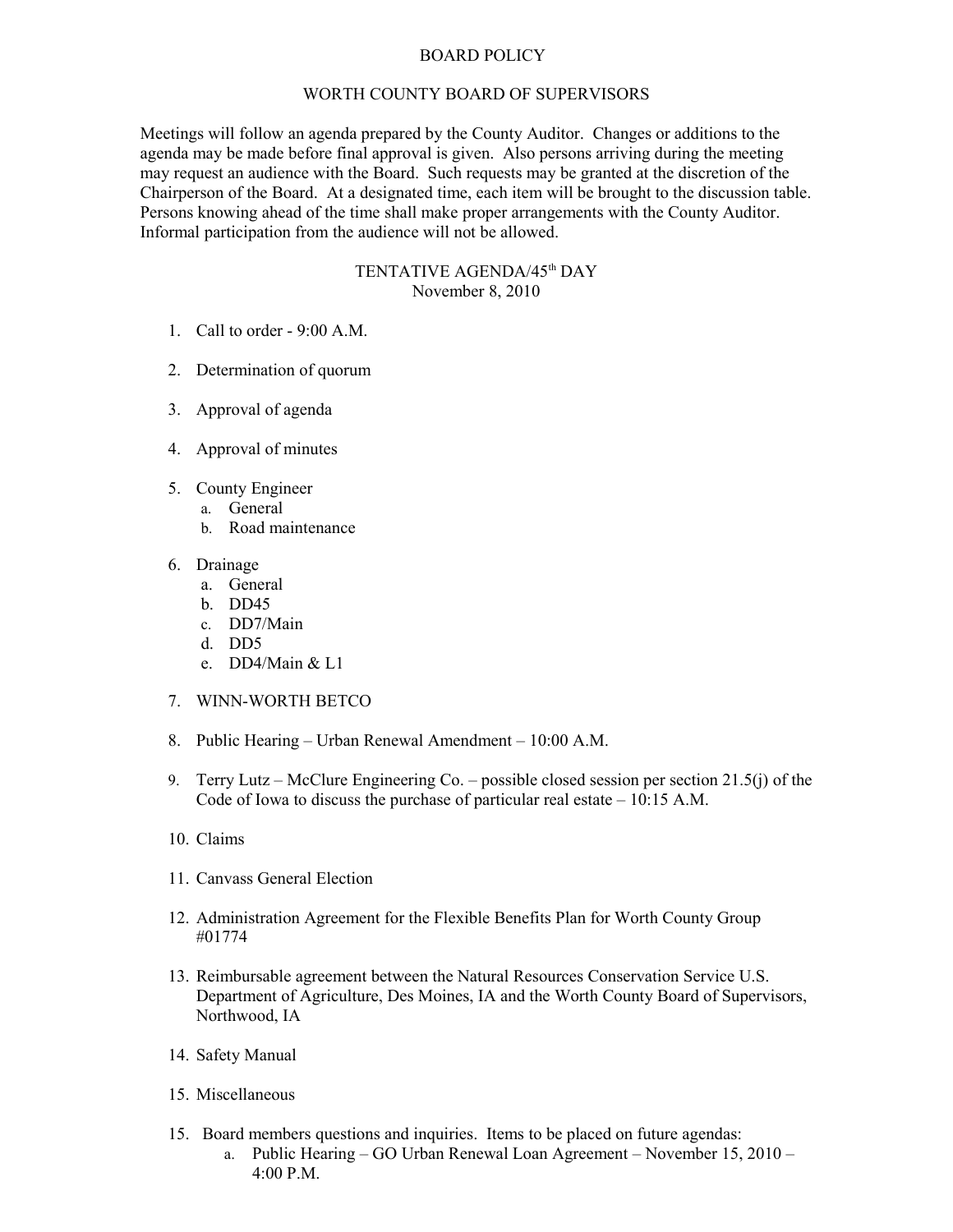# BOARD POLICY

## WORTH COUNTY BOARD OF SUPERVISORS

Meetings will follow an agenda prepared by the County Auditor. Changes or additions to the agenda may be made before final approval is given. Also persons arriving during the meeting may request an audience with the Board. Such requests may be granted at the discretion of the Chairperson of the Board. At a designated time, each item will be brought to the discussion table. Persons knowing ahead of the time shall make proper arrangements with the County Auditor. Informal participation from the audience will not be allowed.

### TENTATIVE AGENDA/45th DAY
November 8, 2010

1. Call to order - 9:00 A.M.

2. Determination of quorum

3. Approval of agenda

4. Approval of minutes

5. County Engineer
   a. General
   b. Road maintenance

6. Drainage
   a. General
   b. DD45
   c. DD7/Main
   d. DD5
   e. DD4/Main & L1

7. WINN-WORTH BETCO

8. Public Hearing – Urban Renewal Amendment – 10:00 A.M.

9. Terry Lutz – McClure Engineering Co. – possible closed session per section 21.5(j) of the Code of Iowa to discuss the purchase of particular real estate – 10:15 A.M.

10. Claims

11. Canvass General Election

12. Administration Agreement for the Flexible Benefits Plan for Worth County Group #01774

13. Reimbursable agreement between the Natural Resources Conservation Service U.S. Department of Agriculture, Des Moines, IA and the Worth County Board of Supervisors, Northwood, IA

14. Safety Manual

15. Miscellaneous

15. Board members questions and inquiries. Items to be placed on future agendas:
    a. Public Hearing – GO Urban Renewal Loan Agreement – November 15, 2010 – 4:00 P.M.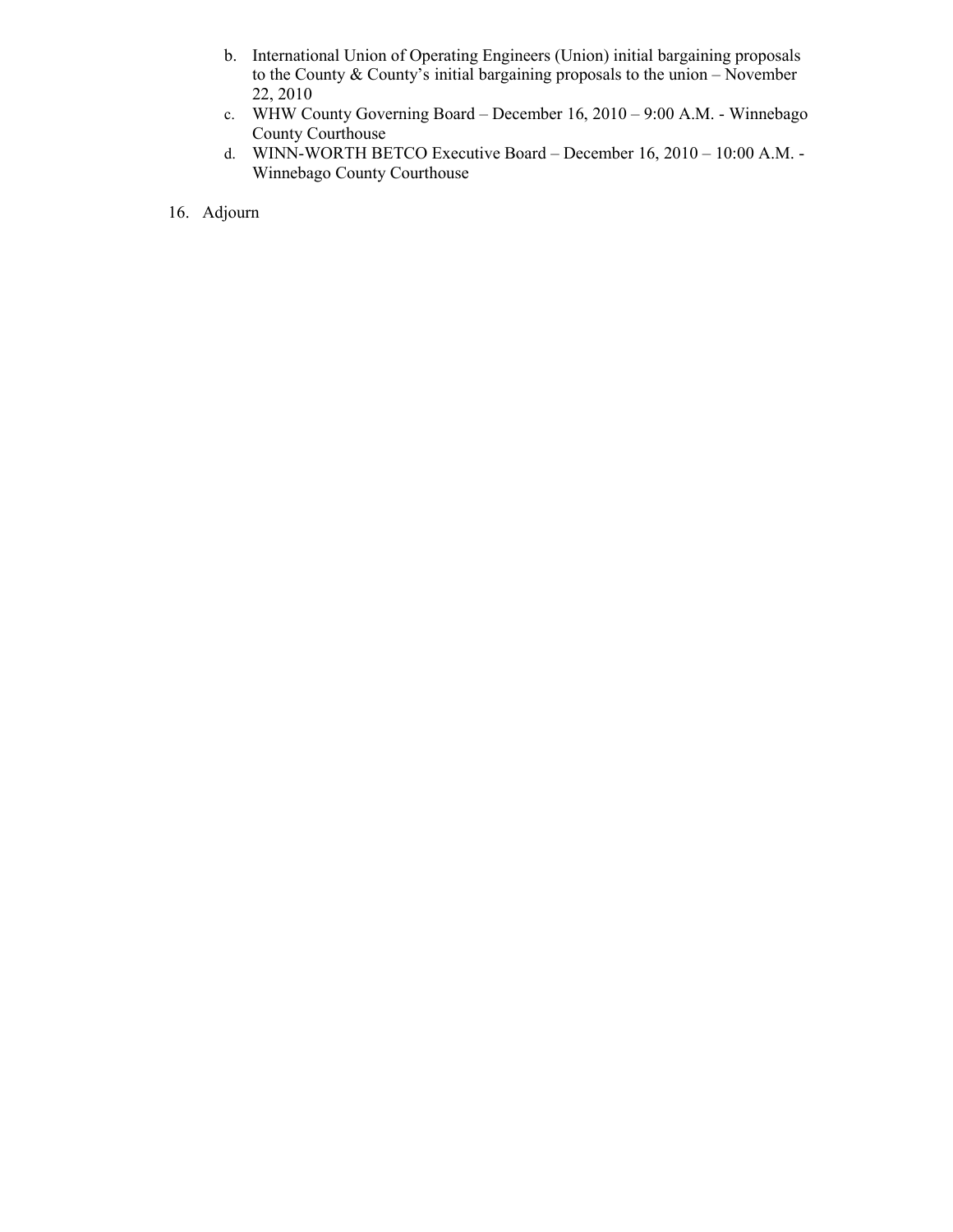b. International Union of Operating Engineers (Union) initial bargaining proposals to the County & County's initial bargaining proposals to the union – November 22, 2010
c. WHW County Governing Board – December 16, 2010 – 9:00 A.M. - Winnebago County Courthouse
d. WINN-WORTH BETCO Executive Board – December 16, 2010 – 10:00 A.M. - Winnebago County Courthouse

16. Adjourn